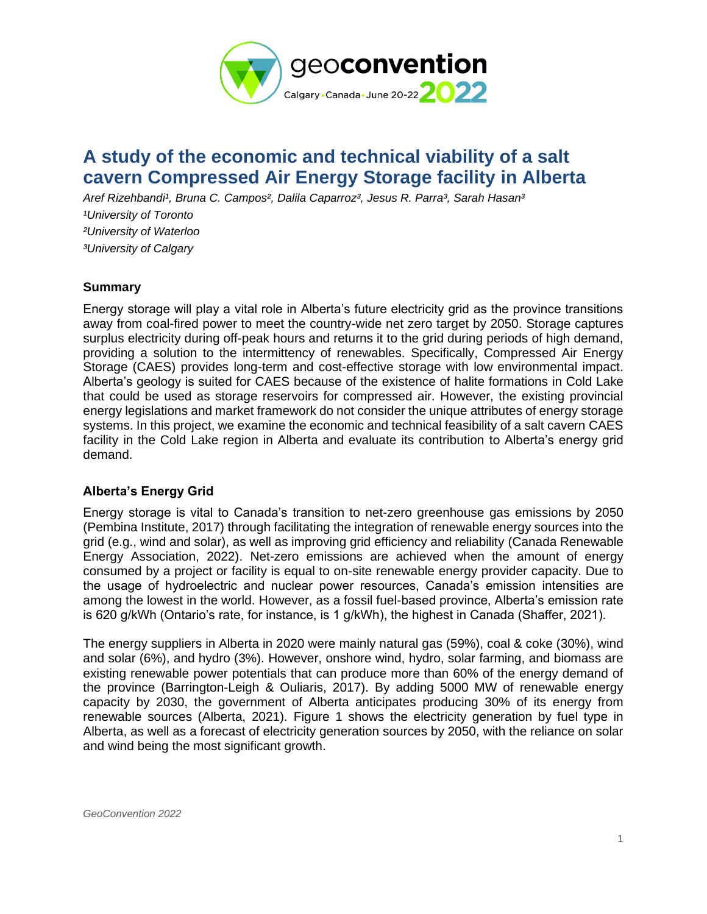# A study of the economic and technical viability of a salt cavern Compressed Air Energy Storage facility in Alberta

*Aref Rizehbandi[1], Bruna C. Campos[2], Dalila Caparroz[3], Jesus R. Parra[3], Sarah Hasan[3]*

*[1]University of Toronto*

*[2]University of Waterloo*

*[3]University of Calgary*

## Summary

Energy storage will play a vital role in Alberta's future electricity grid as the province transitions away from coal-fired power to meet the country-wide net zero target by 2050. Storage captures surplus electricity during off-peak hours and returns it to the grid during periods of high demand, providing a solution to the intermittency of renewables. Specifically, Compressed Air Energy Storage (CAES) provides long-term and cost-effective storage with low environmental impact. Alberta's geology is suited for CAES because of the existence of halite formations in Cold Lake that could be used as storage reservoirs for compressed air. However, the existing provincial energy legislations and market framework do not consider the unique attributes of energy storage systems. In this project, we examine the economic and technical feasibility of a salt cavern CAES facility in the Cold Lake region in Alberta and evaluate its contribution to Alberta's energy grid demand.

## Alberta's Energy Grid

Energy storage is vital to Canada's transition to net-zero greenhouse gas emissions by 2050 (Pembina Institute, 2017) through facilitating the integration of renewable energy sources into the grid (e.g., wind and solar), as well as improving grid efficiency and reliability (Canada Renewable Energy Association, 2022). Net-zero emissions are achieved when the amount of energy consumed by a project or facility is equal to on-site renewable energy provider capacity. Due to the usage of hydroelectric and nuclear power resources, Canada's emission intensities are among the lowest in the world. However, as a fossil fuel-based province, Alberta's emission rate is 620 g/kWh (Ontario's rate, for instance, is 1 g/kWh), the highest in Canada (Shaffer, 2021).

The energy suppliers in Alberta in 2020 were mainly natural gas (59%), coal & coke (30%), wind and solar (6%), and hydro (3%). However, onshore wind, hydro, solar farming, and biomass are existing renewable power potentials that can produce more than 60% of the energy demand of the province (Barrington-Leigh & Ouliaris, 2017). By adding 5000 MW of renewable energy capacity by 2030, the government of Alberta anticipates producing 30% of its energy from renewable sources (Alberta, 2021). Figure 1 shows the electricity generation by fuel type in Alberta, as well as a forecast of electricity generation sources by 2050, with the reliance on solar and wind being the most significant growth.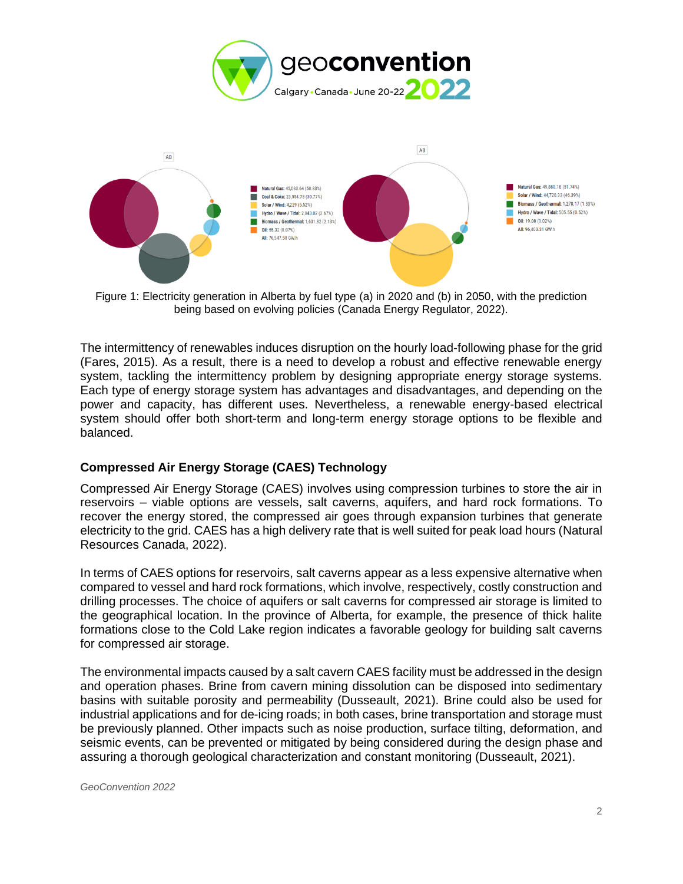Figure 1: Electricity generation in Alberta by fuel type (a) in 2020 and (b) in 2050, with the prediction being based on evolving policies (Canada Energy Regulator, 2022).

The intermittency of renewables induces disruption on the hourly load-following phase for the grid (Fares, 2015). As a result, there is a need to develop a robust and effective renewable energy system, tackling the intermittency problem by designing appropriate energy storage systems. Each type of energy storage system has advantages and disadvantages, and depending on the power and capacity, has different uses. Nevertheless, a renewable energy-based electrical system should offer both short-term and long-term energy storage options to be flexible and balanced.

### Compressed Air Energy Storage (CAES) Technology

Compressed Air Energy Storage (CAES) involves using compression turbines to store the air in reservoirs – viable options are vessels, salt caverns, aquifers, and hard rock formations. To recover the energy stored, the compressed air goes through expansion turbines that generate electricity to the grid. CAES has a high delivery rate that is well suited for peak load hours (Natural Resources Canada, 2022).

In terms of CAES options for reservoirs, salt caverns appear as a less expensive alternative when compared to vessel and hard rock formations, which involve, respectively, costly construction and drilling processes. The choice of aquifers or salt caverns for compressed air storage is limited to the geographical location. In the province of Alberta, for example, the presence of thick halite formations close to the Cold Lake region indicates a favorable geology for building salt caverns for compressed air storage.

The environmental impacts caused by a salt cavern CAES facility must be addressed in the design and operation phases. Brine from cavern mining dissolution can be disposed into sedimentary basins with suitable porosity and permeability (Dusseault, 2021). Brine could also be used for industrial applications and for de-icing roads; in both cases, brine transportation and storage must be previously planned. Other impacts such as noise production, surface tilting, deformation, and seismic events, can be prevented or mitigated by being considered during the design phase and assuring a thorough geological characterization and constant monitoring (Dusseault, 2021).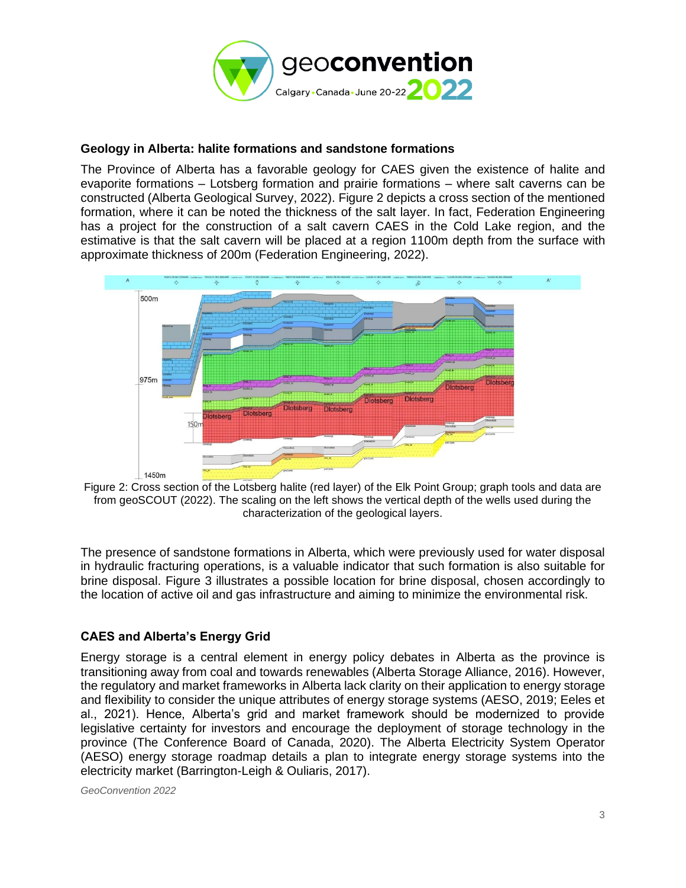### Geology in Alberta: halite formations and sandstone formations

The Province of Alberta has a favorable geology for CAES given the existence of halite and evaporite formations – Lotsberg formation and prairie formations – where salt caverns can be constructed (Alberta Geological Survey, 2022). Figure 2 depicts a cross section of the mentioned formation, where it can be noted the thickness of the salt layer. In fact, Federation Engineering has a project for the construction of a salt cavern CAES in the Cold Lake region, and the estimative is that the salt cavern will be placed at a region 1100m depth from the surface with approximate thickness of 200m (Federation Engineering, 2022).

Figure 2: Cross section of the Lotsberg halite (red layer) of the Elk Point Group; graph tools and data are from geoSCOUT (2022). The scaling on the left shows the vertical depth of the wells used during the characterization of the geological layers.

The presence of sandstone formations in Alberta, which were previously used for water disposal in hydraulic fracturing operations, is a valuable indicator that such formation is also suitable for brine disposal. Figure 3 illustrates a possible location for brine disposal, chosen accordingly to the location of active oil and gas infrastructure and aiming to minimize the environmental risk.

### CAES and Alberta's Energy Grid

Energy storage is a central element in energy policy debates in Alberta as the province is transitioning away from coal and towards renewables (Alberta Storage Alliance, 2016). However, the regulatory and market frameworks in Alberta lack clarity on their application to energy storage and flexibility to consider the unique attributes of energy storage systems (AESO, 2019; Eeles et al., 2021). Hence, Alberta's grid and market framework should be modernized to provide legislative certainty for investors and encourage the deployment of storage technology in the province (The Conference Board of Canada, 2020). The Alberta Electricity System Operator (AESO) energy storage roadmap details a plan to integrate energy storage systems into the electricity market (Barrington-Leigh & Ouliaris, 2017).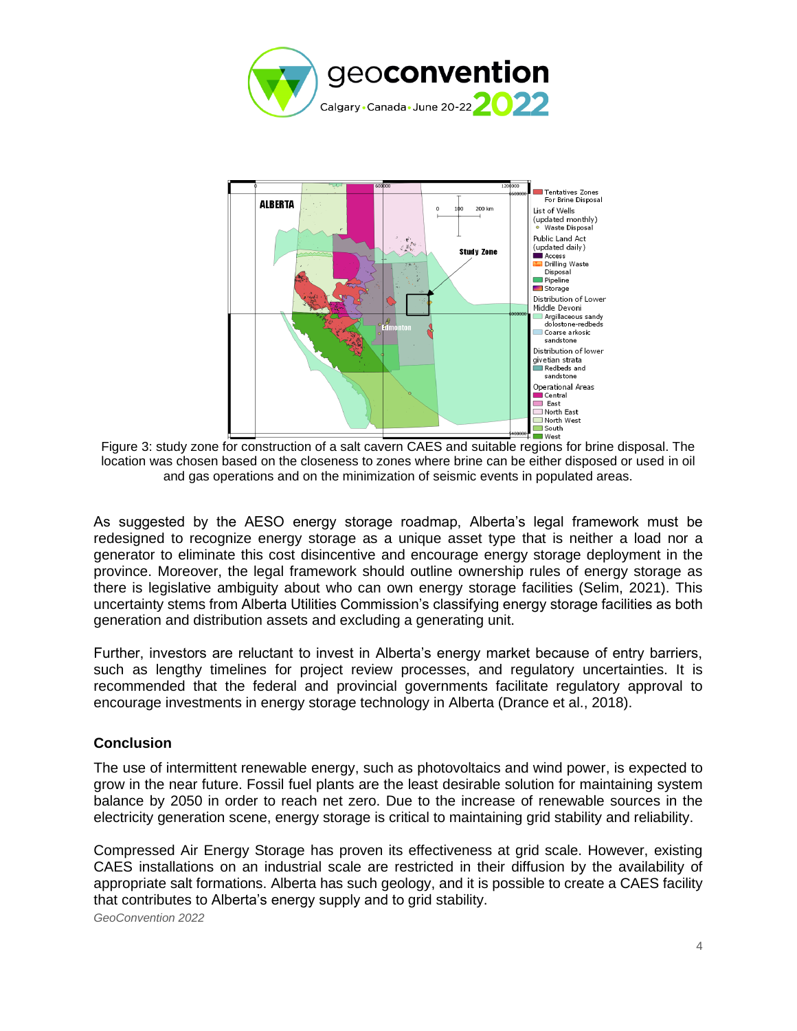Figure 3: study zone for construction of a salt cavern CAES and suitable regions for brine disposal. The location was chosen based on the closeness to zones where brine can be either disposed or used in oil and gas operations and on the minimization of seismic events in populated areas.

As suggested by the AESO energy storage roadmap, Alberta's legal framework must be redesigned to recognize energy storage as a unique asset type that is neither a load nor a generator to eliminate this cost disincentive and encourage energy storage deployment in the province. Moreover, the legal framework should outline ownership rules of energy storage as there is legislative ambiguity about who can own energy storage facilities (Selim, 2021). This uncertainty stems from Alberta Utilities Commission's classifying energy storage facilities as both generation and distribution assets and excluding a generating unit.

Further, investors are reluctant to invest in Alberta's energy market because of entry barriers, such as lengthy timelines for project review processes, and regulatory uncertainties. It is recommended that the federal and provincial governments facilitate regulatory approval to encourage investments in energy storage technology in Alberta (Drance et al., 2018).

### Conclusion

The use of intermittent renewable energy, such as photovoltaics and wind power, is expected to grow in the near future. Fossil fuel plants are the least desirable solution for maintaining system balance by 2050 in order to reach net zero. Due to the increase of renewable sources in the electricity generation scene, energy storage is critical to maintaining grid stability and reliability.

Compressed Air Energy Storage has proven its effectiveness at grid scale. However, existing CAES installations on an industrial scale are restricted in their diffusion by the availability of appropriate salt formations. Alberta has such geology, and it is possible to create a CAES facility that contributes to Alberta's energy supply and to grid stability.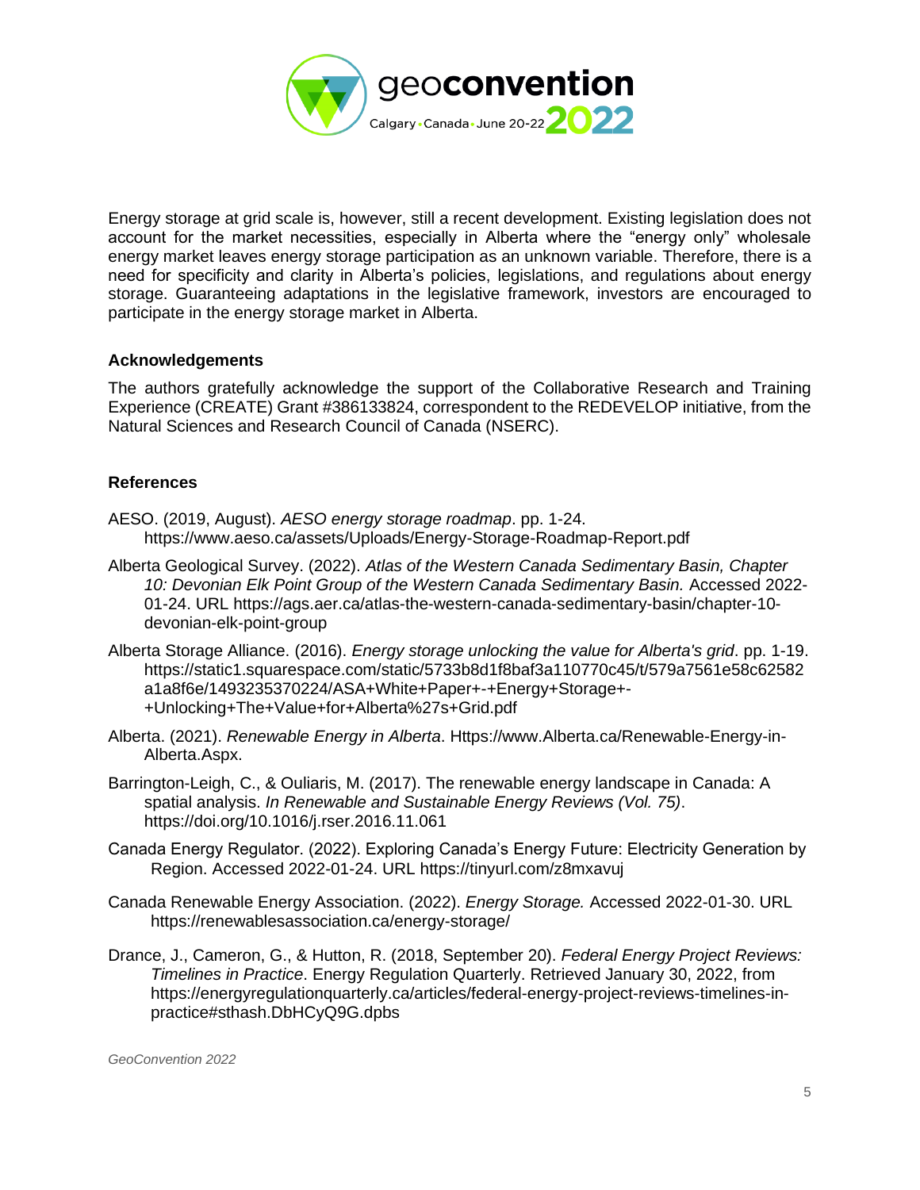Energy storage at grid scale is, however, still a recent development. Existing legislation does not account for the market necessities, especially in Alberta where the "energy only" wholesale energy market leaves energy storage participation as an unknown variable. Therefore, there is a need for specificity and clarity in Alberta's policies, legislations, and regulations about energy storage. Guaranteeing adaptations in the legislative framework, investors are encouraged to participate in the energy storage market in Alberta.

## Acknowledgements

The authors gratefully acknowledge the support of the Collaborative Research and Training Experience (CREATE) Grant #386133824, correspondent to the REDEVELOP initiative, from the Natural Sciences and Research Council of Canada (NSERC).

## References

AESO. (2019, August). *AESO energy storage roadmap*. pp. 1-24. https://www.aeso.ca/assets/Uploads/Energy-Storage-Roadmap-Report.pdf

Alberta Geological Survey. (2022). *Atlas of the Western Canada Sedimentary Basin, Chapter 10: Devonian Elk Point Group of the Western Canada Sedimentary Basin.* Accessed 2022-01-24. URL https://ags.aer.ca/atlas-the-western-canada-sedimentary-basin/chapter-10-devonian-elk-point-group

Alberta Storage Alliance. (2016). *Energy storage unlocking the value for Alberta's grid*. pp. 1-19. https://static1.squarespace.com/static/5733b8d1f8baf3a110770c45/t/579a7561e58c62582a1a8f6e/1493235370224/ASA+White+Paper+-+Energy+Storage+-+Unlocking+The+Value+for+Alberta%27s+Grid.pdf

Alberta. (2021). *Renewable Energy in Alberta*. Https://www.Alberta.ca/Renewable-Energy-in-Alberta.Aspx.

Barrington-Leigh, C., & Ouliaris, M. (2017). The renewable energy landscape in Canada: A spatial analysis. *In Renewable and Sustainable Energy Reviews (Vol. 75)*. https://doi.org/10.1016/j.rser.2016.11.061

Canada Energy Regulator. (2022). Exploring Canada's Energy Future: Electricity Generation by Region. Accessed 2022-01-24. URL https://tinyurl.com/z8mxavuj

Canada Renewable Energy Association. (2022). *Energy Storage.* Accessed 2022-01-30. URL https://renewablesassociation.ca/energy-storage/

Drance, J., Cameron, G., & Hutton, R. (2018, September 20). *Federal Energy Project Reviews: Timelines in Practice*. Energy Regulation Quarterly. Retrieved January 30, 2022, from https://energyregulationquarterly.ca/articles/federal-energy-project-reviews-timelines-in-practice#sthash.DbHCyQ9G.dpbs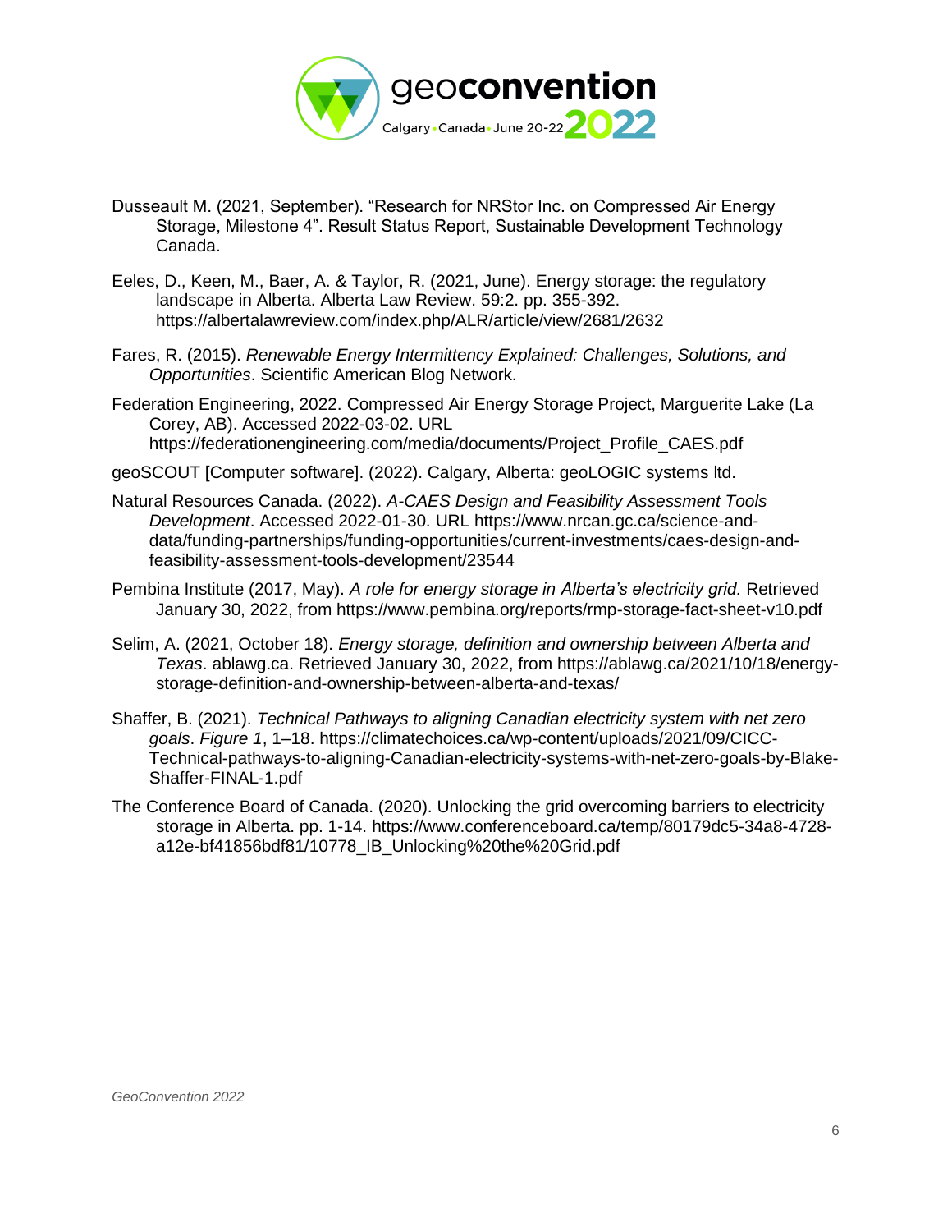Dusseault M. (2021, September). “Research for NRStor Inc. on Compressed Air Energy Storage, Milestone 4”. Result Status Report, Sustainable Development Technology Canada.

Eeles, D., Keen, M., Baer, A. & Taylor, R. (2021, June). Energy storage: the regulatory landscape in Alberta. Alberta Law Review. 59:2. pp. 355-392. https://albertalawreview.com/index.php/ALR/article/view/2681/2632

Fares, R. (2015). *Renewable Energy Intermittency Explained: Challenges, Solutions, and Opportunities*. Scientific American Blog Network.

Federation Engineering, 2022. Compressed Air Energy Storage Project, Marguerite Lake (La Corey, AB). Accessed 2022-03-02. URL https://federationengineering.com/media/documents/Project_Profile_CAES.pdf

geoSCOUT [Computer software]. (2022). Calgary, Alberta: geoLOGIC systems ltd.

Natural Resources Canada. (2022). *A-CAES Design and Feasibility Assessment Tools Development*. Accessed 2022-01-30. URL https://www.nrcan.gc.ca/science-and-data/funding-partnerships/funding-opportunities/current-investments/caes-design-and-feasibility-assessment-tools-development/23544

Pembina Institute (2017, May). *A role for energy storage in Alberta’s electricity grid.* Retrieved January 30, 2022, from https://www.pembina.org/reports/rmp-storage-fact-sheet-v10.pdf

Selim, A. (2021, October 18). *Energy storage, definition and ownership between Alberta and Texas*. ablawg.ca. Retrieved January 30, 2022, from https://ablawg.ca/2021/10/18/energy-storage-definition-and-ownership-between-alberta-and-texas/

Shaffer, B. (2021). *Technical Pathways to aligning Canadian electricity system with net zero goals*. *Figure 1*, 1–18. https://climatechoices.ca/wp-content/uploads/2021/09/CICC-Technical-pathways-to-aligning-Canadian-electricity-systems-with-net-zero-goals-by-Blake-Shaffer-FINAL-1.pdf

The Conference Board of Canada. (2020). Unlocking the grid overcoming barriers to electricity storage in Alberta. pp. 1-14. https://www.conferenceboard.ca/temp/80179dc5-34a8-4728-a12e-bf41856bdf81/10778_IB_Unlocking%20the%20Grid.pdf